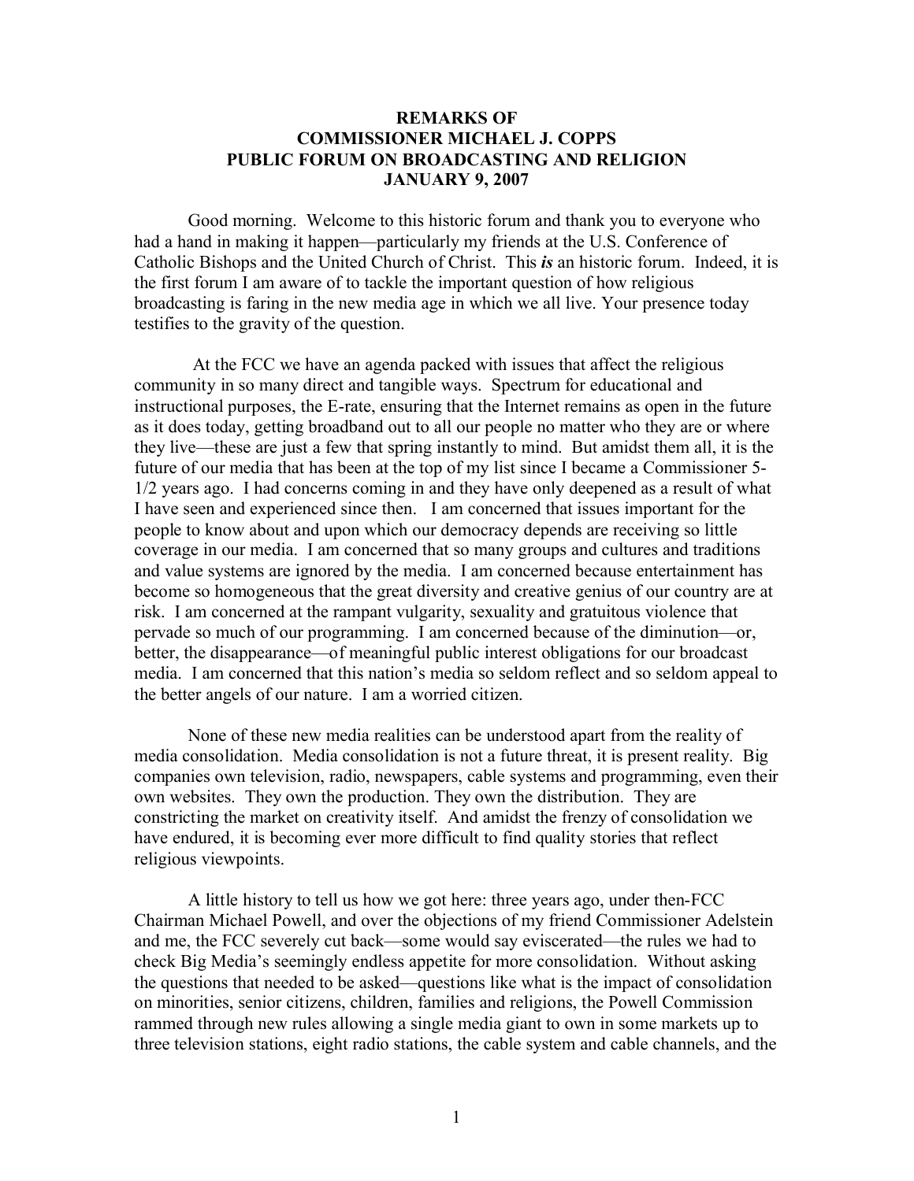# REMARKS OF
# COMMISSIONER MICHAEL J. COPPS
# PUBLIC FORUM ON BROADCASTING AND RELIGION
# JANUARY 9, 2007

Good morning. Welcome to this historic forum and thank you to everyone who had a hand in making it happen—particularly my friends at the U.S. Conference of Catholic Bishops and the United Church of Christ. This ***is*** an historic forum. Indeed, it is the first forum I am aware of to tackle the important question of how religious broadcasting is faring in the new media age in which we all live. Your presence today testifies to the gravity of the question.

At the FCC we have an agenda packed with issues that affect the religious community in so many direct and tangible ways. Spectrum for educational and instructional purposes, the E-rate, ensuring that the Internet remains as open in the future as it does today, getting broadband out to all our people no matter who they are or where they live—these are just a few that spring instantly to mind. But amidst them all, it is the future of our media that has been at the top of my list since I became a Commissioner 5-1/2 years ago. I had concerns coming in and they have only deepened as a result of what I have seen and experienced since then. I am concerned that issues important for the people to know about and upon which our democracy depends are receiving so little coverage in our media. I am concerned that so many groups and cultures and traditions and value systems are ignored by the media. I am concerned because entertainment has become so homogeneous that the great diversity and creative genius of our country are at risk. I am concerned at the rampant vulgarity, sexuality and gratuitous violence that pervade so much of our programming. I am concerned because of the diminution—or, better, the disappearance—of meaningful public interest obligations for our broadcast media. I am concerned that this nation's media so seldom reflect and so seldom appeal to the better angels of our nature. I am a worried citizen.

None of these new media realities can be understood apart from the reality of media consolidation. Media consolidation is not a future threat, it is present reality. Big companies own television, radio, newspapers, cable systems and programming, even their own websites. They own the production. They own the distribution. They are constricting the market on creativity itself. And amidst the frenzy of consolidation we have endured, it is becoming ever more difficult to find quality stories that reflect religious viewpoints.

A little history to tell us how we got here: three years ago, under then-FCC Chairman Michael Powell, and over the objections of my friend Commissioner Adelstein and me, the FCC severely cut back—some would say eviscerated—the rules we had to check Big Media's seemingly endless appetite for more consolidation. Without asking the questions that needed to be asked—questions like what is the impact of consolidation on minorities, senior citizens, children, families and religions, the Powell Commission rammed through new rules allowing a single media giant to own in some markets up to three television stations, eight radio stations, the cable system and cable channels, and the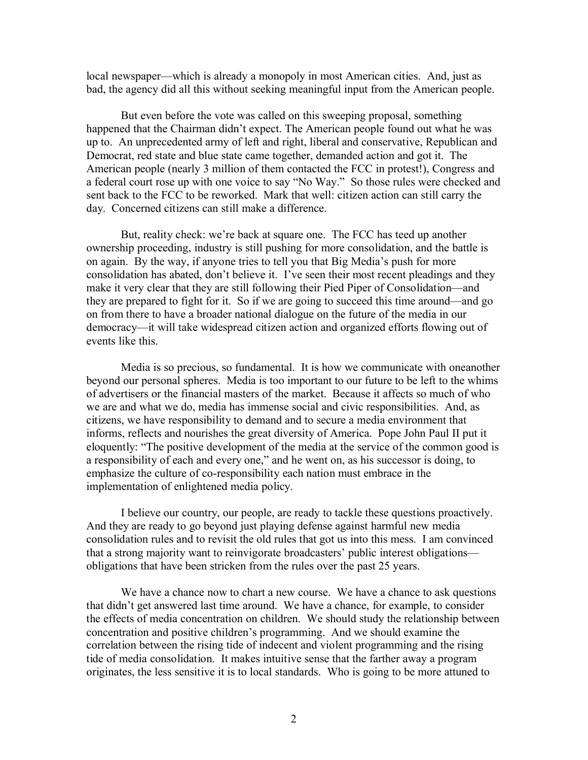local newspaper—which is already a monopoly in most American cities. And, just as bad, the agency did all this without seeking meaningful input from the American people.

But even before the vote was called on this sweeping proposal, something happened that the Chairman didn't expect. The American people found out what he was up to. An unprecedented army of left and right, liberal and conservative, Republican and Democrat, red state and blue state came together, demanded action and got it. The American people (nearly 3 million of them contacted the FCC in protest!), Congress and a federal court rose up with one voice to say "No Way." So those rules were checked and sent back to the FCC to be reworked. Mark that well: citizen action can still carry the day. Concerned citizens can still make a difference.

But, reality check: we're back at square one. The FCC has teed up another ownership proceeding, industry is still pushing for more consolidation, and the battle is on again. By the way, if anyone tries to tell you that Big Media's push for more consolidation has abated, don't believe it. I've seen their most recent pleadings and they make it very clear that they are still following their Pied Piper of Consolidation—and they are prepared to fight for it. So if we are going to succeed this time around—and go on from there to have a broader national dialogue on the future of the media in our democracy—it will take widespread citizen action and organized efforts flowing out of events like this.

Media is so precious, so fundamental. It is how we communicate with oneanother beyond our personal spheres. Media is too important to our future to be left to the whims of advertisers or the financial masters of the market. Because it affects so much of who we are and what we do, media has immense social and civic responsibilities. And, as citizens, we have responsibility to demand and to secure a media environment that informs, reflects and nourishes the great diversity of America. Pope John Paul II put it eloquently: "The positive development of the media at the service of the common good is a responsibility of each and every one," and he went on, as his successor is doing, to emphasize the culture of co-responsibility each nation must embrace in the implementation of enlightened media policy.

I believe our country, our people, are ready to tackle these questions proactively. And they are ready to go beyond just playing defense against harmful new media consolidation rules and to revisit the old rules that got us into this mess. I am convinced that a strong majority want to reinvigorate broadcasters' public interest obligations—obligations that have been stricken from the rules over the past 25 years.

We have a chance now to chart a new course. We have a chance to ask questions that didn't get answered last time around. We have a chance, for example, to consider the effects of media concentration on children. We should study the relationship between concentration and positive children's programming. And we should examine the correlation between the rising tide of indecent and violent programming and the rising tide of media consolidation. It makes intuitive sense that the farther away a program originates, the less sensitive it is to local standards. Who is going to be more attuned to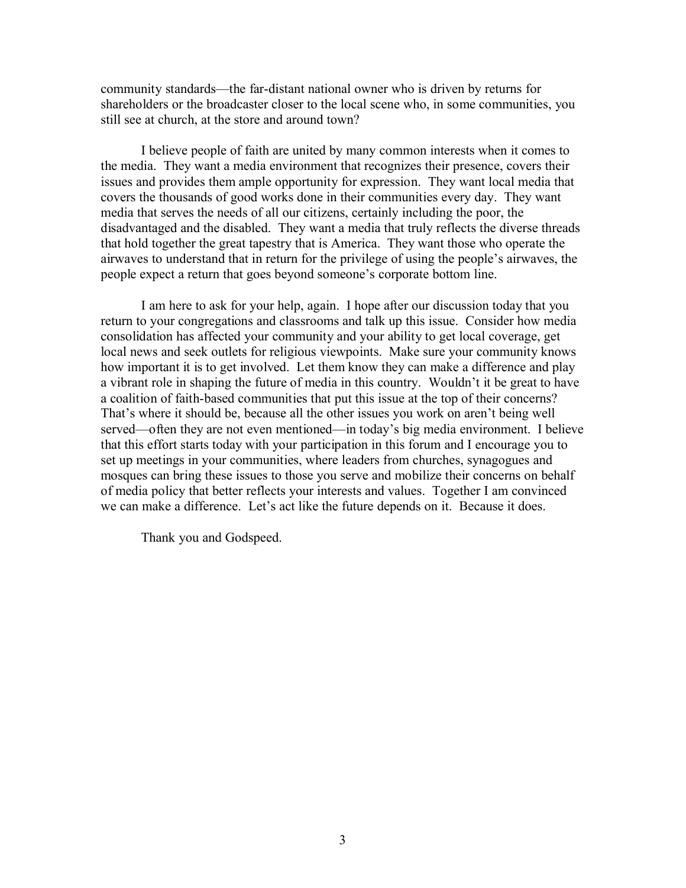community standards—the far-distant national owner who is driven by returns for shareholders or the broadcaster closer to the local scene who, in some communities, you still see at church, at the store and around town?

I believe people of faith are united by many common interests when it comes to the media. They want a media environment that recognizes their presence, covers their issues and provides them ample opportunity for expression. They want local media that covers the thousands of good works done in their communities every day. They want media that serves the needs of all our citizens, certainly including the poor, the disadvantaged and the disabled. They want a media that truly reflects the diverse threads that hold together the great tapestry that is America. They want those who operate the airwaves to understand that in return for the privilege of using the people's airwaves, the people expect a return that goes beyond someone's corporate bottom line.

I am here to ask for your help, again. I hope after our discussion today that you return to your congregations and classrooms and talk up this issue. Consider how media consolidation has affected your community and your ability to get local coverage, get local news and seek outlets for religious viewpoints. Make sure your community knows how important it is to get involved. Let them know they can make a difference and play a vibrant role in shaping the future of media in this country. Wouldn't it be great to have a coalition of faith-based communities that put this issue at the top of their concerns? That's where it should be, because all the other issues you work on aren't being well served—often they are not even mentioned—in today's big media environment. I believe that this effort starts today with your participation in this forum and I encourage you to set up meetings in your communities, where leaders from churches, synagogues and mosques can bring these issues to those you serve and mobilize their concerns on behalf of media policy that better reflects your interests and values. Together I am convinced we can make a difference. Let's act like the future depends on it. Because it does.

Thank you and Godspeed.